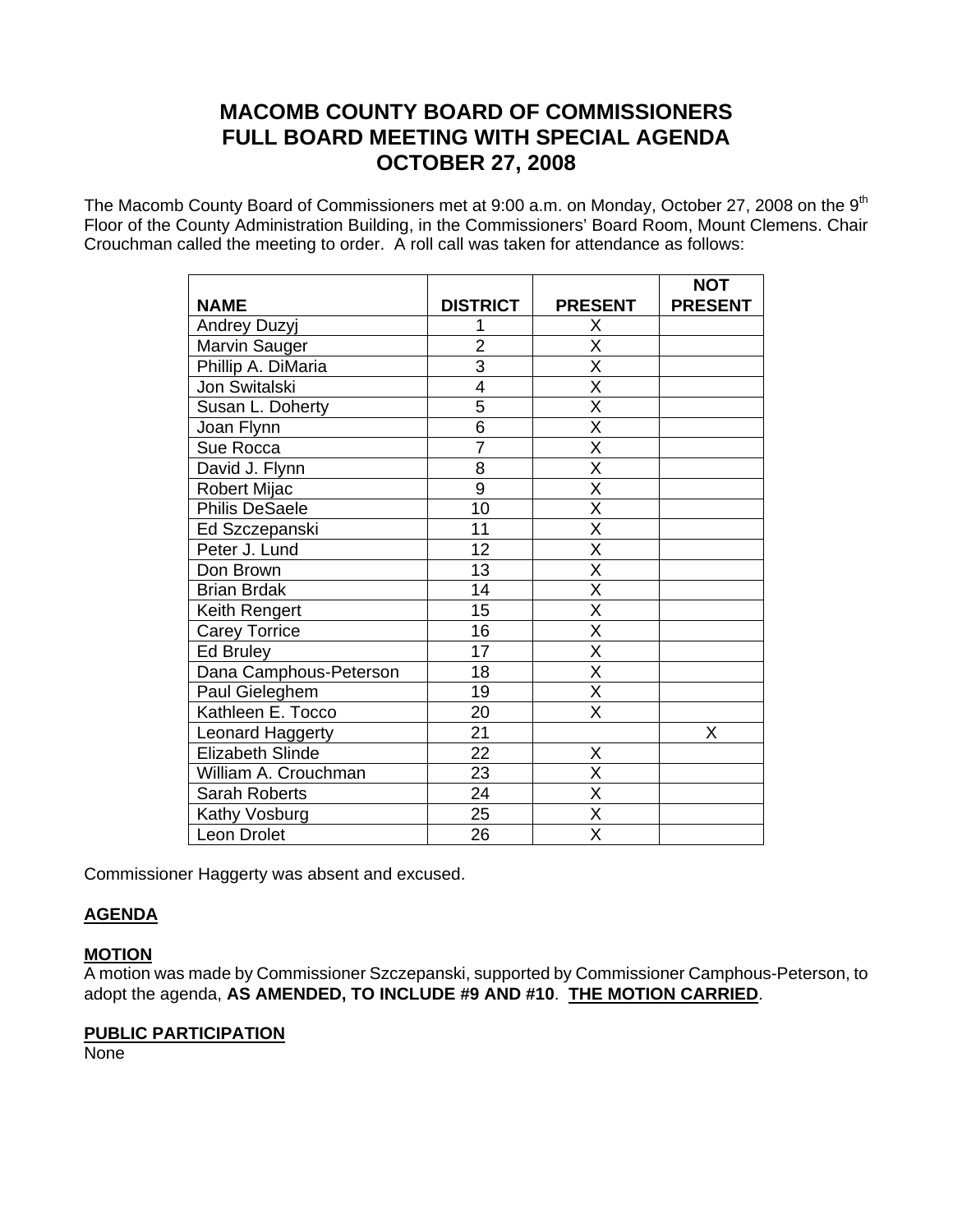# MACOMB COUNTY BOARD OF COMMISSIONERS
# FULL BOARD MEETING WITH SPECIAL AGENDA
# OCTOBER 27, 2008

The Macomb County Board of Commissioners met at 9:00 a.m. on Monday, October 27, 2008 on the 9th Floor of the County Administration Building, in the Commissioners' Board Room, Mount Clemens. Chair Crouchman called the meeting to order. A roll call was taken for attendance as follows:

| NAME | DISTRICT | PRESENT | NOT PRESENT |
|---|---|---|---|
| Andrey Duzyj | 1 | X | |
| Marvin Sauger | 2 | X | |
| Phillip A. DiMaria | 3 | X | |
| Jon Switalski | 4 | X | |
| Susan L. Doherty | 5 | X | |
| Joan Flynn | 6 | X | |
| Sue Rocca | 7 | X | |
| David J. Flynn | 8 | X | |
| Robert Mijac | 9 | X | |
| Philis DeSaele | 10 | X | |
| Ed Szczepanski | 11 | X | |
| Peter J. Lund | 12 | X | |
| Don Brown | 13 | X | |
| Brian Brdak | 14 | X | |
| Keith Rengert | 15 | X | |
| Carey Torrice | 16 | X | |
| Ed Bruley | 17 | X | |
| Dana Camphous-Peterson | 18 | X | |
| Paul Gieleghem | 19 | X | |
| Kathleen E. Tocco | 20 | X | |
| Leonard Haggerty | 21 | | X |
| Elizabeth Slinde | 22 | X | |
| William A. Crouchman | 23 | X | |
| Sarah Roberts | 24 | X | |
| Kathy Vosburg | 25 | X | |
| Leon Drolet | 26 | X | |

Commissioner Haggerty was absent and excused.

**AGENDA**

**MOTION**

A motion was made by Commissioner Szczepanski, supported by Commissioner Camphous-Peterson, to adopt the agenda, **AS AMENDED, TO INCLUDE #9 AND #10**. **THE MOTION CARRIED**.

**PUBLIC PARTICIPATION**

None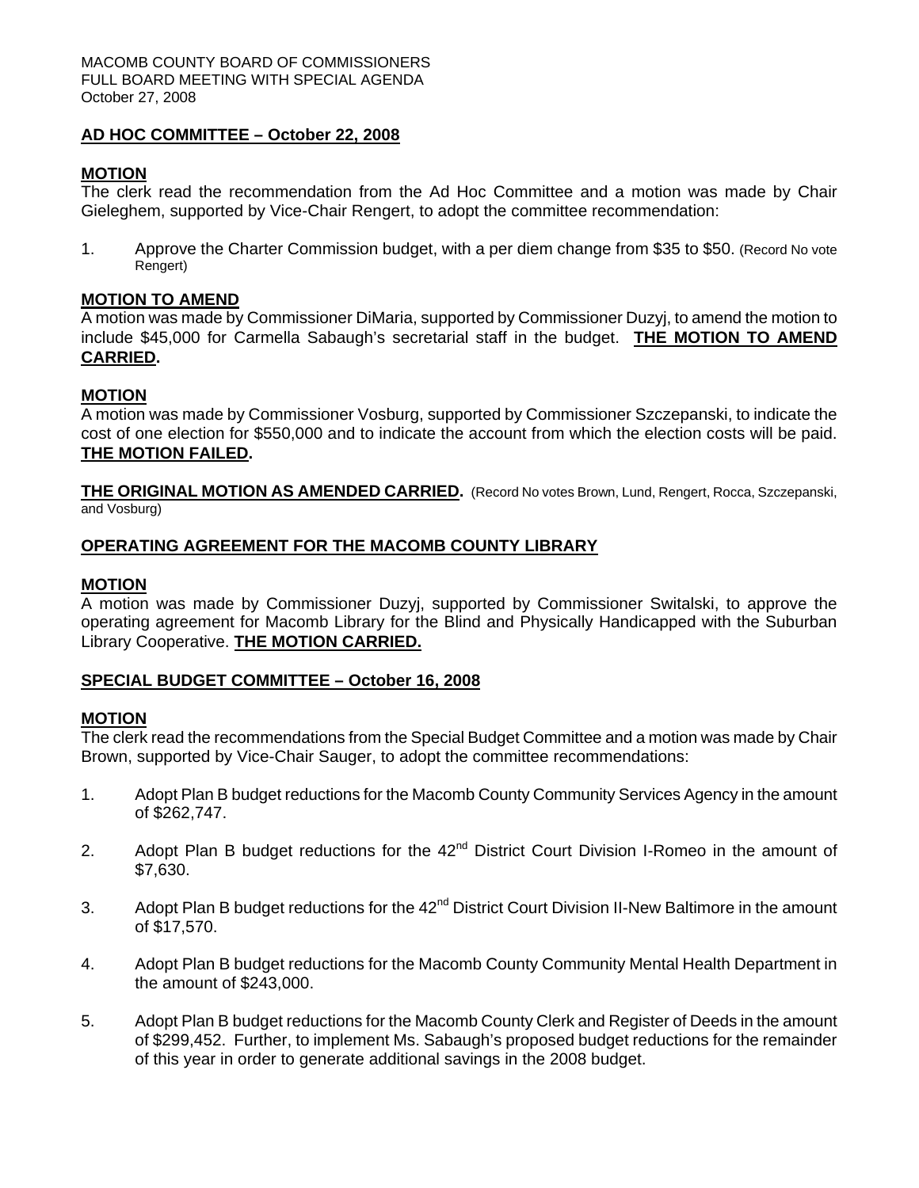MACOMB COUNTY BOARD OF COMMISSIONERS
FULL BOARD MEETING WITH SPECIAL AGENDA
October 27, 2008

**AD HOC COMMITTEE – October 22, 2008**

**MOTION**

The clerk read the recommendation from the Ad Hoc Committee and a motion was made by Chair Gieleghem, supported by Vice-Chair Rengert, to adopt the committee recommendation:

1. Approve the Charter Commission budget, with a per diem change from $35 to $50. (Record No vote Rengert)

**MOTION TO AMEND**

A motion was made by Commissioner DiMaria, supported by Commissioner Duzyj, to amend the motion to include $45,000 for Carmella Sabaugh's secretarial staff in the budget. **THE MOTION TO AMEND CARRIED.**

**MOTION**

A motion was made by Commissioner Vosburg, supported by Commissioner Szczepanski, to indicate the cost of one election for $550,000 and to indicate the account from which the election costs will be paid. **THE MOTION FAILED.**

**THE ORIGINAL MOTION AS AMENDED CARRIED.** (Record No votes Brown, Lund, Rengert, Rocca, Szczepanski, and Vosburg)

**OPERATING AGREEMENT FOR THE MACOMB COUNTY LIBRARY**

**MOTION**

A motion was made by Commissioner Duzyj, supported by Commissioner Switalski, to approve the operating agreement for Macomb Library for the Blind and Physically Handicapped with the Suburban Library Cooperative. **THE MOTION CARRIED.**

**SPECIAL BUDGET COMMITTEE – October 16, 2008**

**MOTION**

The clerk read the recommendations from the Special Budget Committee and a motion was made by Chair Brown, supported by Vice-Chair Sauger, to adopt the committee recommendations:

1. Adopt Plan B budget reductions for the Macomb County Community Services Agency in the amount of $262,747.

2. Adopt Plan B budget reductions for the 42nd District Court Division I-Romeo in the amount of $7,630.

3. Adopt Plan B budget reductions for the 42nd District Court Division II-New Baltimore in the amount of $17,570.

4. Adopt Plan B budget reductions for the Macomb County Community Mental Health Department in the amount of $243,000.

5. Adopt Plan B budget reductions for the Macomb County Clerk and Register of Deeds in the amount of $299,452. Further, to implement Ms. Sabaugh's proposed budget reductions for the remainder of this year in order to generate additional savings in the 2008 budget.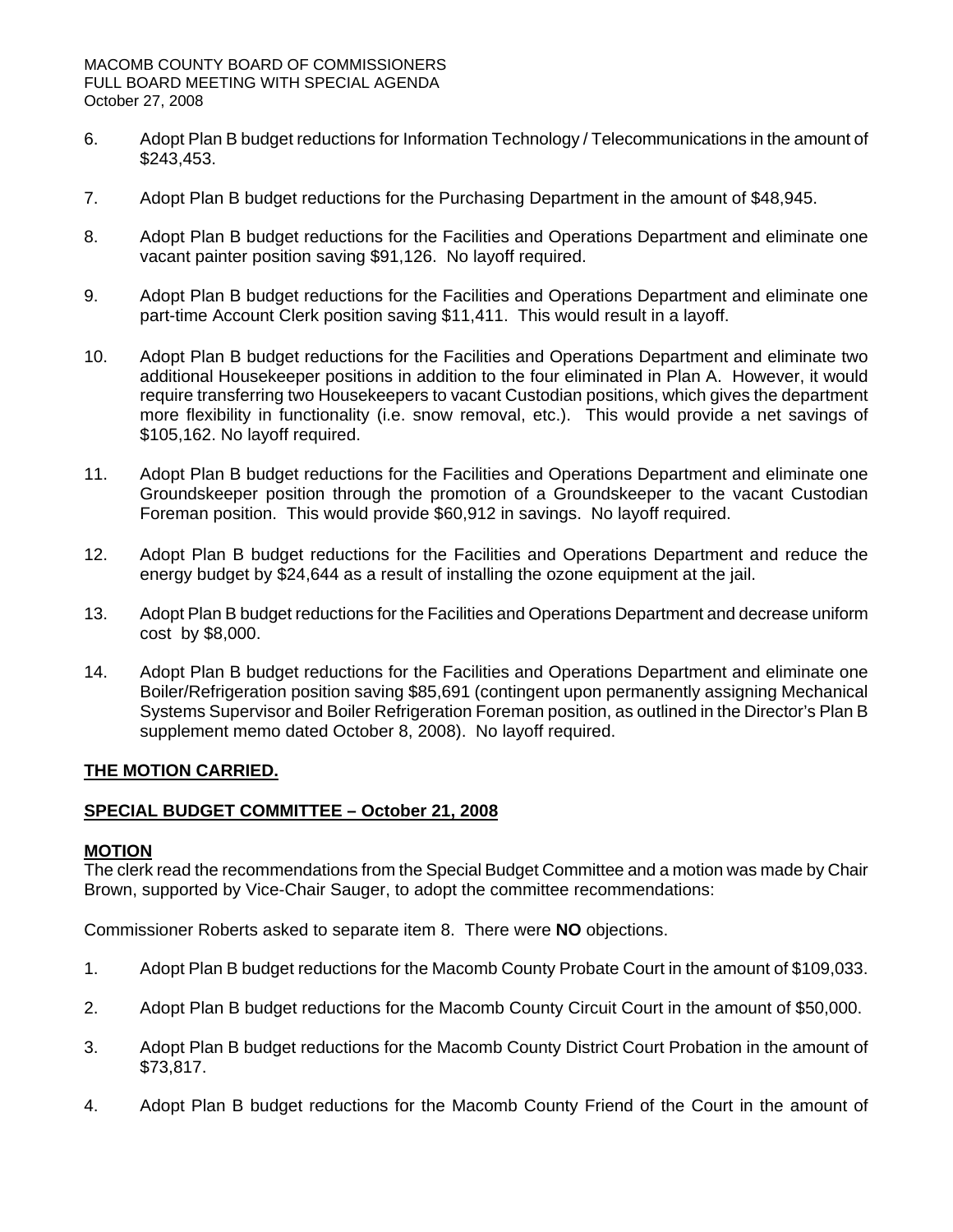6. Adopt Plan B budget reductions for Information Technology / Telecommunications in the amount of $243,453.

7. Adopt Plan B budget reductions for the Purchasing Department in the amount of $48,945.

8. Adopt Plan B budget reductions for the Facilities and Operations Department and eliminate one vacant painter position saving $91,126. No layoff required.

9. Adopt Plan B budget reductions for the Facilities and Operations Department and eliminate one part-time Account Clerk position saving $11,411. This would result in a layoff.

10. Adopt Plan B budget reductions for the Facilities and Operations Department and eliminate two additional Housekeeper positions in addition to the four eliminated in Plan A. However, it would require transferring two Housekeepers to vacant Custodian positions, which gives the department more flexibility in functionality (i.e. snow removal, etc.). This would provide a net savings of $105,162. No layoff required.

11. Adopt Plan B budget reductions for the Facilities and Operations Department and eliminate one Groundskeeper position through the promotion of a Groundskeeper to the vacant Custodian Foreman position. This would provide $60,912 in savings. No layoff required.

12. Adopt Plan B budget reductions for the Facilities and Operations Department and reduce the energy budget by $24,644 as a result of installing the ozone equipment at the jail.

13. Adopt Plan B budget reductions for the Facilities and Operations Department and decrease uniform cost by $8,000.

14. Adopt Plan B budget reductions for the Facilities and Operations Department and eliminate one Boiler/Refrigeration position saving $85,691 (contingent upon permanently assigning Mechanical Systems Supervisor and Boiler Refrigeration Foreman position, as outlined in the Director's Plan B supplement memo dated October 8, 2008). No layoff required.

**<u>THE MOTION CARRIED.</u>**

**<u>SPECIAL BUDGET COMMITTEE – October 21, 2008</u>**

**<u>MOTION</u>**

The clerk read the recommendations from the Special Budget Committee and a motion was made by Chair Brown, supported by Vice-Chair Sauger, to adopt the committee recommendations:

Commissioner Roberts asked to separate item 8. There were **NO** objections.

1. Adopt Plan B budget reductions for the Macomb County Probate Court in the amount of $109,033.

2. Adopt Plan B budget reductions for the Macomb County Circuit Court in the amount of $50,000.

3. Adopt Plan B budget reductions for the Macomb County District Court Probation in the amount of $73,817.

4. Adopt Plan B budget reductions for the Macomb County Friend of the Court in the amount of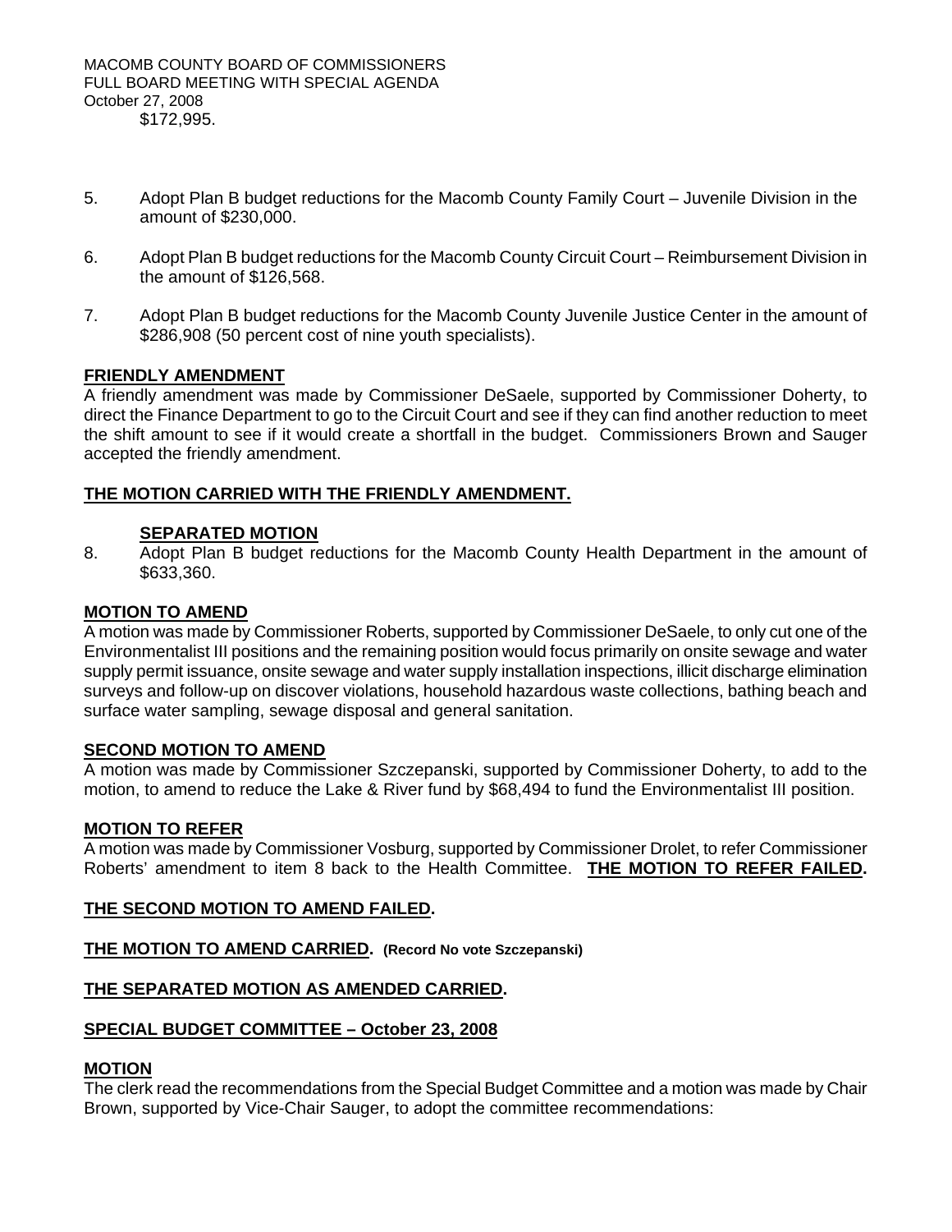$172,995.

5. Adopt Plan B budget reductions for the Macomb County Family Court – Juvenile Division in the amount of $230,000.

6. Adopt Plan B budget reductions for the Macomb County Circuit Court – Reimbursement Division in the amount of $126,568.

7. Adopt Plan B budget reductions for the Macomb County Juvenile Justice Center in the amount of $286,908 (50 percent cost of nine youth specialists).

**FRIENDLY AMENDMENT**

A friendly amendment was made by Commissioner DeSaele, supported by Commissioner Doherty, to direct the Finance Department to go to the Circuit Court and see if they can find another reduction to meet the shift amount to see if it would create a shortfall in the budget. Commissioners Brown and Sauger accepted the friendly amendment.

**THE MOTION CARRIED WITH THE FRIENDLY AMENDMENT.**

**SEPARATED MOTION**

8. Adopt Plan B budget reductions for the Macomb County Health Department in the amount of $633,360.

**MOTION TO AMEND**

A motion was made by Commissioner Roberts, supported by Commissioner DeSaele, to only cut one of the Environmentalist III positions and the remaining position would focus primarily on onsite sewage and water supply permit issuance, onsite sewage and water supply installation inspections, illicit discharge elimination surveys and follow-up on discover violations, household hazardous waste collections, bathing beach and surface water sampling, sewage disposal and general sanitation.

**SECOND MOTION TO AMEND**

A motion was made by Commissioner Szczepanski, supported by Commissioner Doherty, to add to the motion, to amend to reduce the Lake & River fund by $68,494 to fund the Environmentalist III position.

**MOTION TO REFER**

A motion was made by Commissioner Vosburg, supported by Commissioner Drolet, to refer Commissioner Roberts' amendment to item 8 back to the Health Committee. **THE MOTION TO REFER FAILED.**

**THE SECOND MOTION TO AMEND FAILED.**

**THE MOTION TO AMEND CARRIED. (Record No vote Szczepanski)**

**THE SEPARATED MOTION AS AMENDED CARRIED.**

**SPECIAL BUDGET COMMITTEE – October 23, 2008**

**MOTION**

The clerk read the recommendations from the Special Budget Committee and a motion was made by Chair Brown, supported by Vice-Chair Sauger, to adopt the committee recommendations: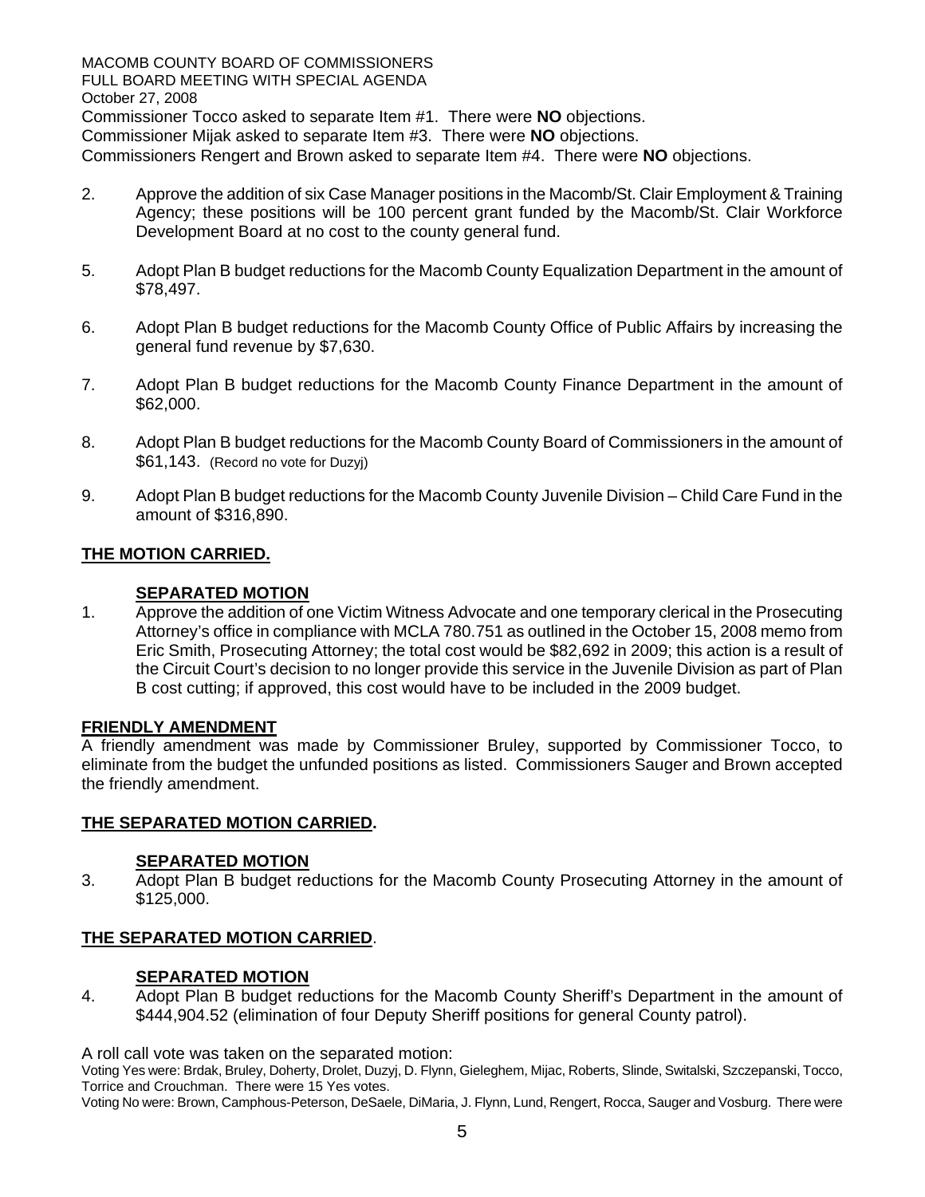MACOMB COUNTY BOARD OF COMMISSIONERS
FULL BOARD MEETING WITH SPECIAL AGENDA
October 27, 2008

Commissioner Tocco asked to separate Item #1. There were **NO** objections.
Commissioner Mijak asked to separate Item #3. There were **NO** objections.
Commissioners Rengert and Brown asked to separate Item #4. There were **NO** objections.

2. Approve the addition of six Case Manager positions in the Macomb/St. Clair Employment & Training Agency; these positions will be 100 percent grant funded by the Macomb/St. Clair Workforce Development Board at no cost to the county general fund.

5. Adopt Plan B budget reductions for the Macomb County Equalization Department in the amount of $78,497.

6. Adopt Plan B budget reductions for the Macomb County Office of Public Affairs by increasing the general fund revenue by $7,630.

7. Adopt Plan B budget reductions for the Macomb County Finance Department in the amount of $62,000.

8. Adopt Plan B budget reductions for the Macomb County Board of Commissioners in the amount of $61,143. (Record no vote for Duzyj)

9. Adopt Plan B budget reductions for the Macomb County Juvenile Division – Child Care Fund in the amount of $316,890.

**THE MOTION CARRIED.**

**SEPARATED MOTION**

1. Approve the addition of one Victim Witness Advocate and one temporary clerical in the Prosecuting Attorney's office in compliance with MCLA 780.751 as outlined in the October 15, 2008 memo from Eric Smith, Prosecuting Attorney; the total cost would be $82,692 in 2009; this action is a result of the Circuit Court's decision to no longer provide this service in the Juvenile Division as part of Plan B cost cutting; if approved, this cost would have to be included in the 2009 budget.

**FRIENDLY AMENDMENT**

A friendly amendment was made by Commissioner Bruley, supported by Commissioner Tocco, to eliminate from the budget the unfunded positions as listed. Commissioners Sauger and Brown accepted the friendly amendment.

**THE SEPARATED MOTION CARRIED.**

**SEPARATED MOTION**

3. Adopt Plan B budget reductions for the Macomb County Prosecuting Attorney in the amount of $125,000.

**THE SEPARATED MOTION CARRIED**.

**SEPARATED MOTION**

4. Adopt Plan B budget reductions for the Macomb County Sheriff's Department in the amount of $444,904.52 (elimination of four Deputy Sheriff positions for general County patrol).

A roll call vote was taken on the separated motion:

Voting Yes were: Brdak, Bruley, Doherty, Drolet, Duzyj, D. Flynn, Gieleghem, Mijac, Roberts, Slinde, Switalski, Szczepanski, Tocco, Torrice and Crouchman. There were 15 Yes votes.

Voting No were: Brown, Camphous-Peterson, DeSaele, DiMaria, J. Flynn, Lund, Rengert, Rocca, Sauger and Vosburg. There were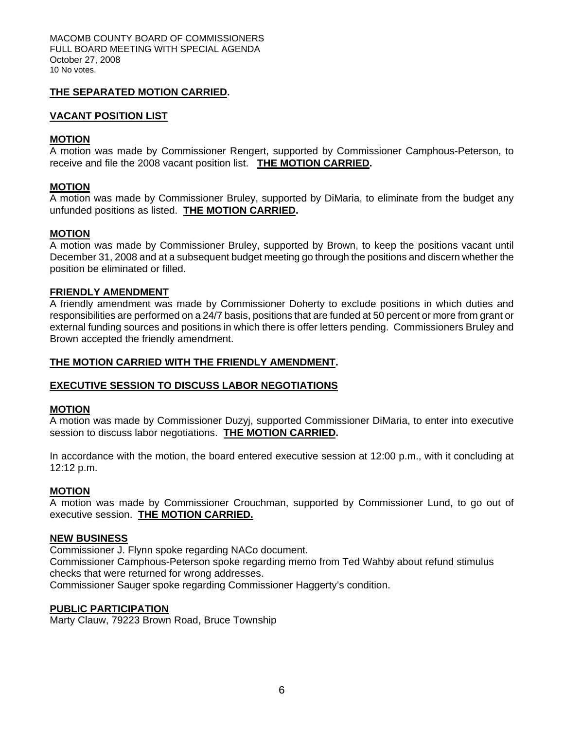10 No votes.

**THE SEPARATED MOTION CARRIED.**

**VACANT POSITION LIST**

**MOTION**

A motion was made by Commissioner Rengert, supported by Commissioner Camphous-Peterson, to receive and file the 2008 vacant position list. **THE MOTION CARRIED.**

**MOTION**

A motion was made by Commissioner Bruley, supported by DiMaria, to eliminate from the budget any unfunded positions as listed. **THE MOTION CARRIED.**

**MOTION**

A motion was made by Commissioner Bruley, supported by Brown, to keep the positions vacant until December 31, 2008 and at a subsequent budget meeting go through the positions and discern whether the position be eliminated or filled.

**FRIENDLY AMENDMENT**

A friendly amendment was made by Commissioner Doherty to exclude positions in which duties and responsibilities are performed on a 24/7 basis, positions that are funded at 50 percent or more from grant or external funding sources and positions in which there is offer letters pending. Commissioners Bruley and Brown accepted the friendly amendment.

**THE MOTION CARRIED WITH THE FRIENDLY AMENDMENT.**

**EXECUTIVE SESSION TO DISCUSS LABOR NEGOTIATIONS**

**MOTION**

A motion was made by Commissioner Duzyj, supported Commissioner DiMaria, to enter into executive session to discuss labor negotiations. **THE MOTION CARRIED.**

In accordance with the motion, the board entered executive session at 12:00 p.m., with it concluding at 12:12 p.m.

**MOTION**

A motion was made by Commissioner Crouchman, supported by Commissioner Lund, to go out of executive session. **THE MOTION CARRIED.**

**NEW BUSINESS**

Commissioner J. Flynn spoke regarding NACo document.
Commissioner Camphous-Peterson spoke regarding memo from Ted Wahby about refund stimulus checks that were returned for wrong addresses.
Commissioner Sauger spoke regarding Commissioner Haggerty's condition.

**PUBLIC PARTICIPATION**

Marty Clauw, 79223 Brown Road, Bruce Township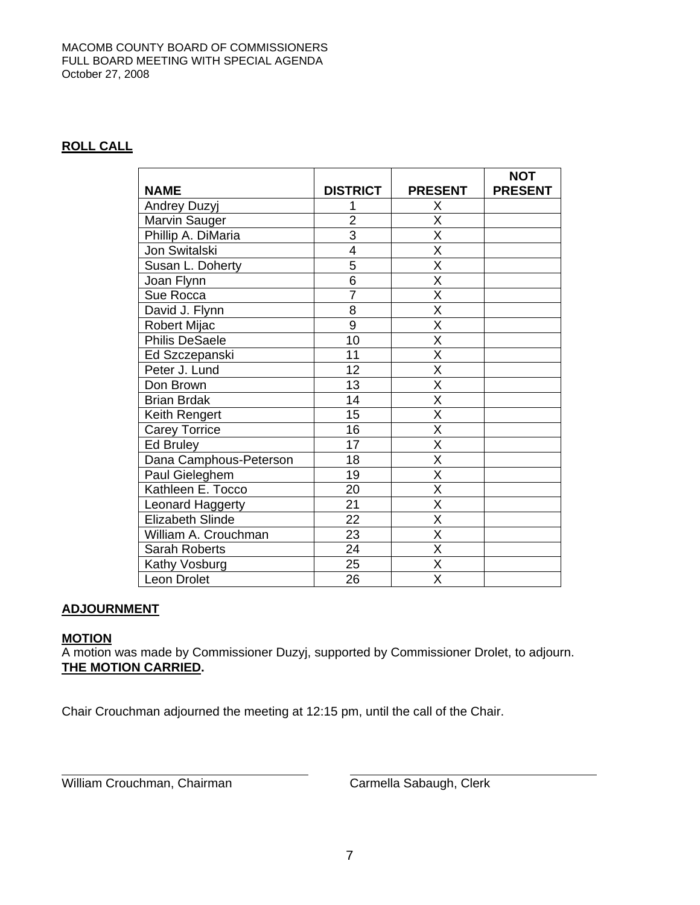MACOMB COUNTY BOARD OF COMMISSIONERS
FULL BOARD MEETING WITH SPECIAL AGENDA
October 27, 2008

**ROLL CALL**

| NAME | DISTRICT | PRESENT | NOT PRESENT |
|---|---|---|---|
| Andrey Duzyj | 1 | X | |
| Marvin Sauger | 2 | X | |
| Phillip A. DiMaria | 3 | X | |
| Jon Switalski | 4 | X | |
| Susan L. Doherty | 5 | X | |
| Joan Flynn | 6 | X | |
| Sue Rocca | 7 | X | |
| David J. Flynn | 8 | X | |
| Robert Mijac | 9 | X | |
| Philis DeSaele | 10 | X | |
| Ed Szczepanski | 11 | X | |
| Peter J. Lund | 12 | X | |
| Don Brown | 13 | X | |
| Brian Brdak | 14 | X | |
| Keith Rengert | 15 | X | |
| Carey Torrice | 16 | X | |
| Ed Bruley | 17 | X | |
| Dana Camphous-Peterson | 18 | X | |
| Paul Gieleghem | 19 | X | |
| Kathleen E. Tocco | 20 | X | |
| Leonard Haggerty | 21 | X | |
| Elizabeth Slinde | 22 | X | |
| William A. Crouchman | 23 | X | |
| Sarah Roberts | 24 | X | |
| Kathy Vosburg | 25 | X | |
| Leon Drolet | 26 | X | |

**ADJOURNMENT**

**MOTION**
A motion was made by Commissioner Duzyj, supported by Commissioner Drolet, to adjourn.
**THE MOTION CARRIED.**

Chair Crouchman adjourned the meeting at 12:15 pm, until the call of the Chair.

William Crouchman, Chairman

Carmella Sabaugh, Clerk